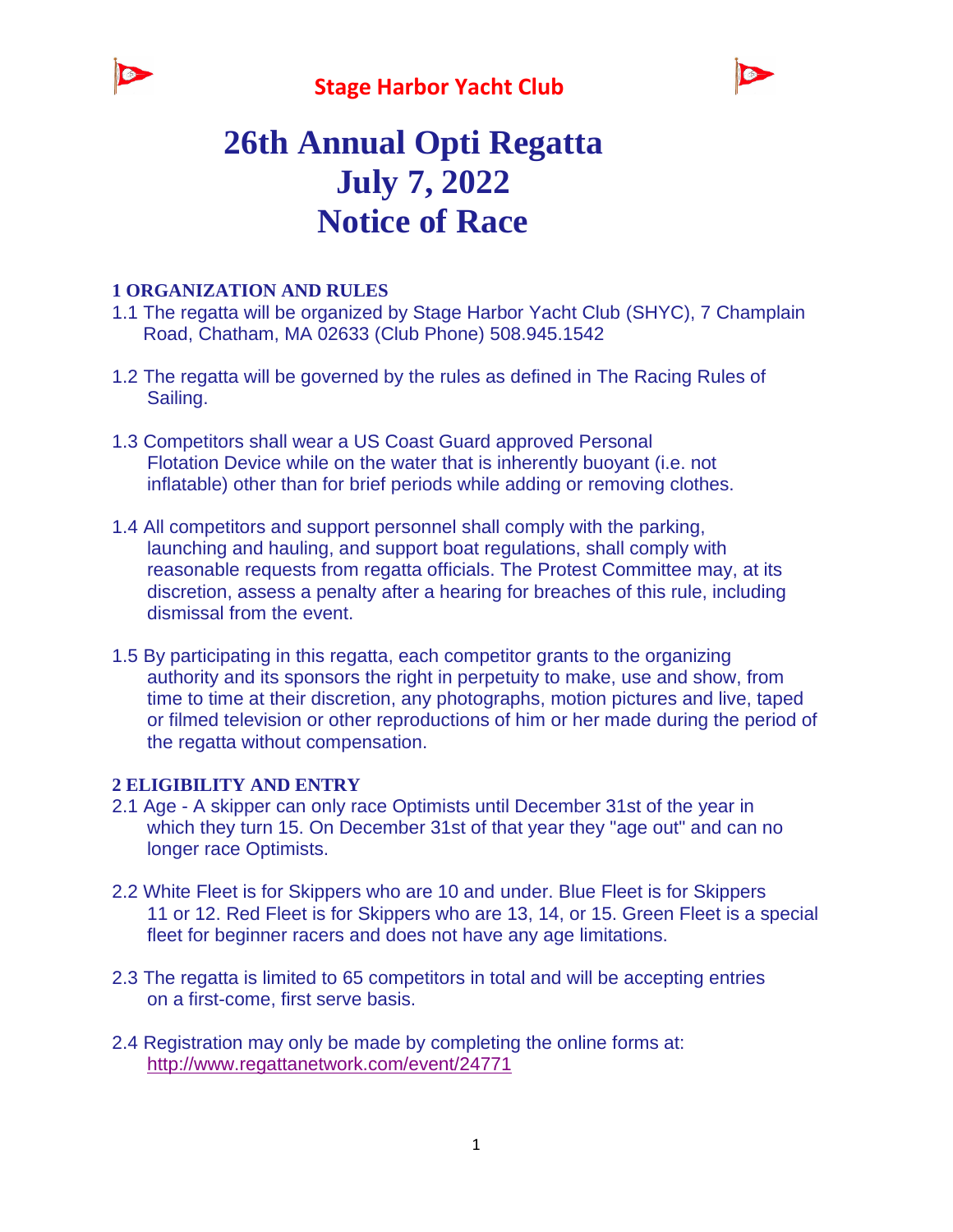Stage Harbor Yacht Club

# 26th Annual Opti Regatta
# July 7, 2022
# Notice of Race

## 1 ORGANIZATION AND RULES

1.1 The regatta will be organized by Stage Harbor Yacht Club (SHYC), 7 Champlain Road, Chatham, MA 02633 (Club Phone) 508.945.1542

1.2 The regatta will be governed by the rules as defined in The Racing Rules of Sailing.

1.3 Competitors shall wear a US Coast Guard approved Personal Flotation Device while on the water that is inherently buoyant (i.e. not inflatable) other than for brief periods while adding or removing clothes.

1.4 All competitors and support personnel shall comply with the parking, launching and hauling, and support boat regulations, shall comply with reasonable requests from regatta officials. The Protest Committee may, at its discretion, assess a penalty after a hearing for breaches of this rule, including dismissal from the event.

1.5 By participating in this regatta, each competitor grants to the organizing authority and its sponsors the right in perpetuity to make, use and show, from time to time at their discretion, any photographs, motion pictures and live, taped or filmed television or other reproductions of him or her made during the period of the regatta without compensation.

## 2 ELIGIBILITY AND ENTRY

2.1 Age - A skipper can only race Optimists until December 31st of the year in which they turn 15. On December 31st of that year they "age out" and can no longer race Optimists.

2.2 White Fleet is for Skippers who are 10 and under. Blue Fleet is for Skippers 11 or 12. Red Fleet is for Skippers who are 13, 14, or 15. Green Fleet is a special fleet for beginner racers and does not have any age limitations.

2.3 The regatta is limited to 65 competitors in total and will be accepting entries on a first-come, first serve basis.

2.4 Registration may only be made by completing the online forms at: http://www.regattanetwork.com/event/24771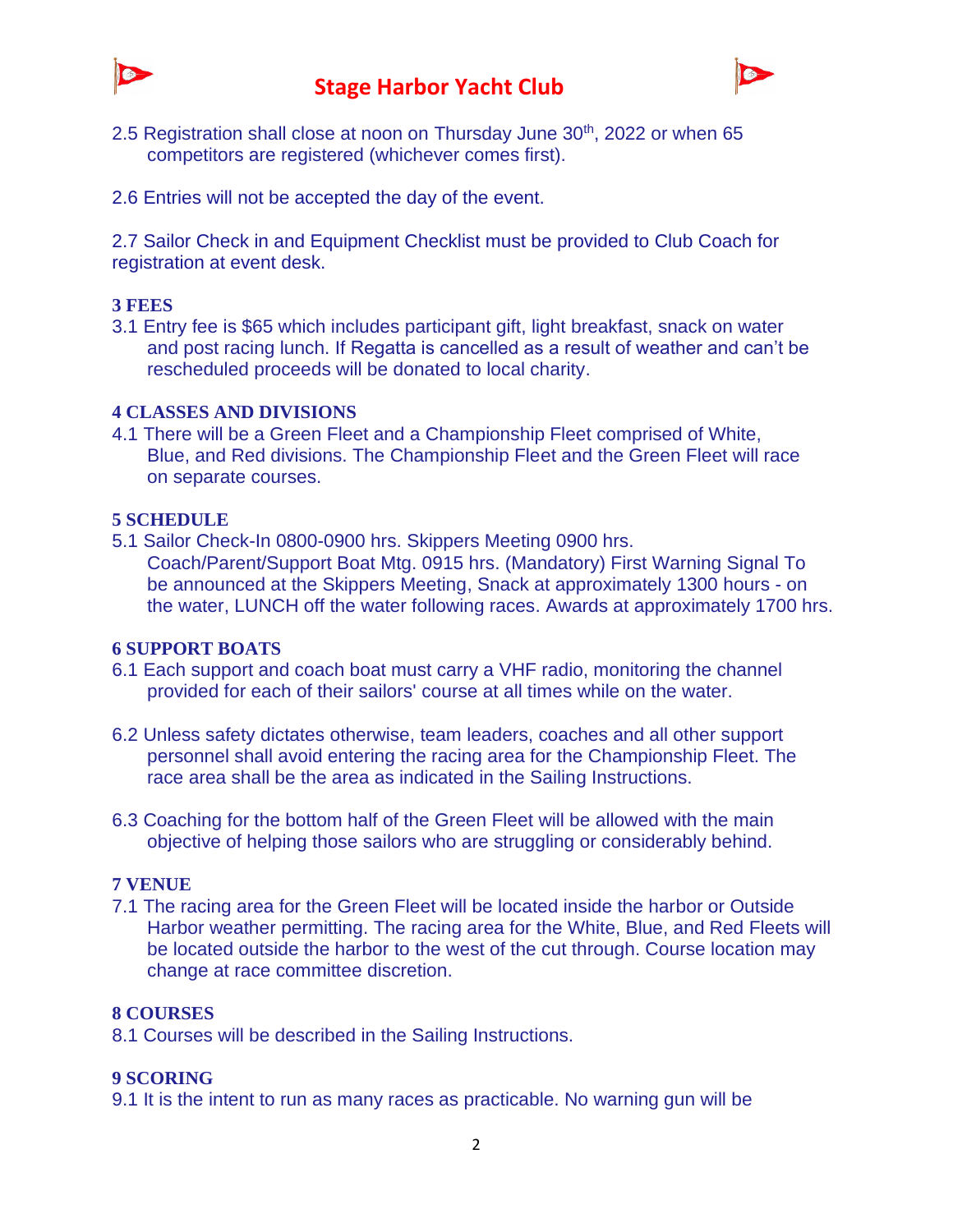2.5 Registration shall close at noon on Thursday June 30th, 2022 or when 65 competitors are registered (whichever comes first).

2.6 Entries will not be accepted the day of the event.

2.7 Sailor Check in and Equipment Checklist must be provided to Club Coach for registration at event desk.

**3 FEES**

3.1 Entry fee is $65 which includes participant gift, light breakfast, snack on water and post racing lunch. If Regatta is cancelled as a result of weather and can't be rescheduled proceeds will be donated to local charity.

**4 CLASSES AND DIVISIONS**

4.1 There will be a Green Fleet and a Championship Fleet comprised of White, Blue, and Red divisions. The Championship Fleet and the Green Fleet will race on separate courses.

**5 SCHEDULE**

5.1 Sailor Check-In 0800-0900 hrs. Skippers Meeting 0900 hrs. Coach/Parent/Support Boat Mtg. 0915 hrs. (Mandatory) First Warning Signal To be announced at the Skippers Meeting, Snack at approximately 1300 hours - on the water, LUNCH off the water following races. Awards at approximately 1700 hrs.

**6 SUPPORT BOATS**

6.1 Each support and coach boat must carry a VHF radio, monitoring the channel provided for each of their sailors' course at all times while on the water.

6.2 Unless safety dictates otherwise, team leaders, coaches and all other support personnel shall avoid entering the racing area for the Championship Fleet. The race area shall be the area as indicated in the Sailing Instructions.

6.3 Coaching for the bottom half of the Green Fleet will be allowed with the main objective of helping those sailors who are struggling or considerably behind.

**7 VENUE**

7.1 The racing area for the Green Fleet will be located inside the harbor or Outside Harbor weather permitting. The racing area for the White, Blue, and Red Fleets will be located outside the harbor to the west of the cut through. Course location may change at race committee discretion.

**8 COURSES**

8.1 Courses will be described in the Sailing Instructions.

**9 SCORING**

9.1 It is the intent to run as many races as practicable. No warning gun will be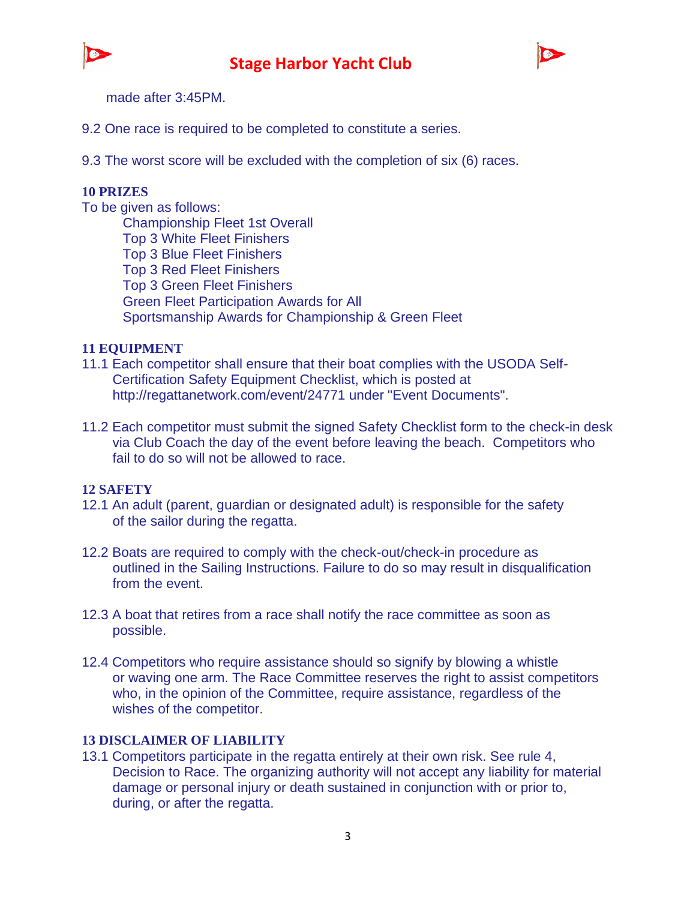made after 3:45PM.

9.2 One race is required to be completed to constitute a series.

9.3 The worst score will be excluded with the completion of six (6) races.

**10 PRIZES**

To be given as follows:

- Championship Fleet 1st Overall
- Top 3 White Fleet Finishers
- Top 3 Blue Fleet Finishers
- Top 3 Red Fleet Finishers
- Top 3 Green Fleet Finishers
- Green Fleet Participation Awards for All
- Sportsmanship Awards for Championship & Green Fleet

**11 EQUIPMENT**

11.1 Each competitor shall ensure that their boat complies with the USODA Self-Certification Safety Equipment Checklist, which is posted at http://regattanetwork.com/event/24771 under "Event Documents".

11.2 Each competitor must submit the signed Safety Checklist form to the check-in desk via Club Coach the day of the event before leaving the beach. Competitors who fail to do so will not be allowed to race.

**12 SAFETY**

12.1 An adult (parent, guardian or designated adult) is responsible for the safety of the sailor during the regatta.

12.2 Boats are required to comply with the check-out/check-in procedure as outlined in the Sailing Instructions. Failure to do so may result in disqualification from the event.

12.3 A boat that retires from a race shall notify the race committee as soon as possible.

12.4 Competitors who require assistance should so signify by blowing a whistle or waving one arm. The Race Committee reserves the right to assist competitors who, in the opinion of the Committee, require assistance, regardless of the wishes of the competitor.

**13 DISCLAIMER OF LIABILITY**

13.1 Competitors participate in the regatta entirely at their own risk. See rule 4, Decision to Race. The organizing authority will not accept any liability for material damage or personal injury or death sustained in conjunction with or prior to, during, or after the regatta.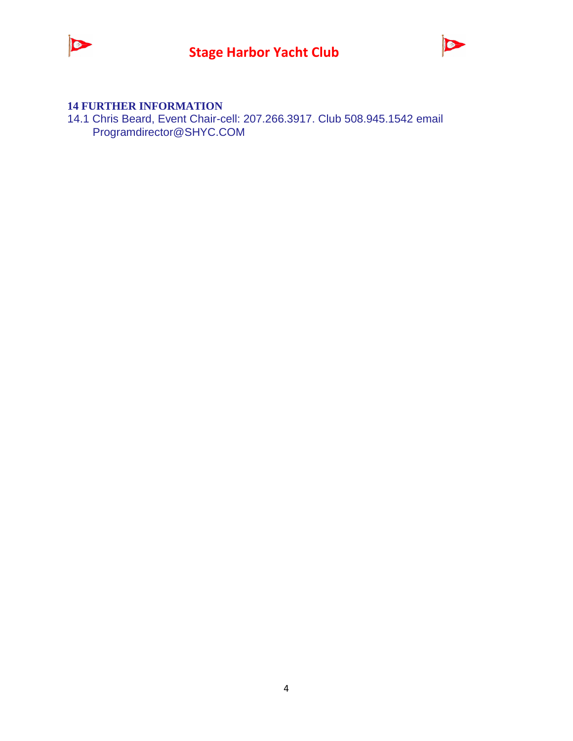## 14 FURTHER INFORMATION

14.1 Chris Beard, Event Chair-cell: 207.266.3917. Club 508.945.1542 email Programdirector@SHYC.COM